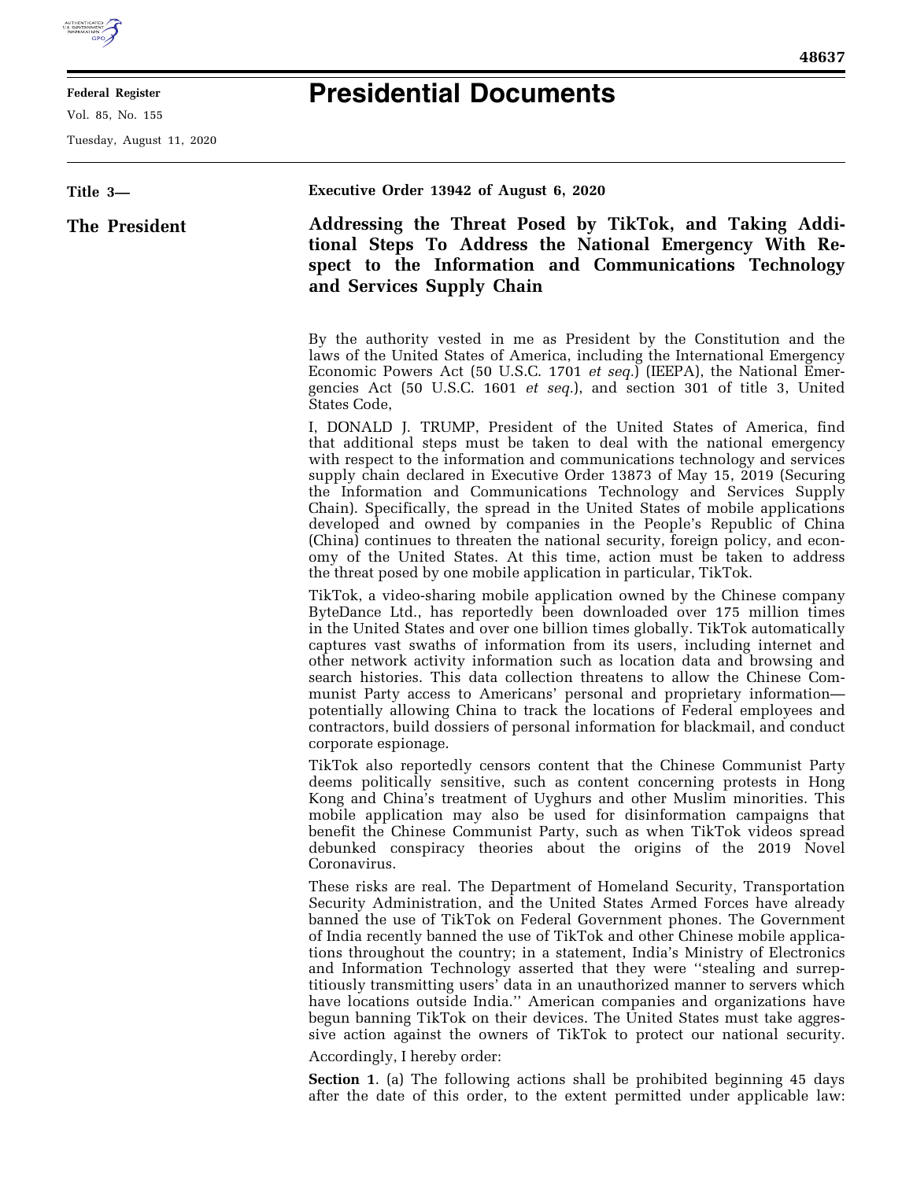**Title 3—**

**The President**

**Executive Order 13942 of August 6, 2020**

# Addressing the Threat Posed by TikTok, and Taking Additional Steps To Address the National Emergency With Respect to the Information and Communications Technology and Services Supply Chain

By the authority vested in me as President by the Constitution and the laws of the United States of America, including the International Emergency Economic Powers Act (50 U.S.C. 1701 *et seq.*) (IEEPA), the National Emergencies Act (50 U.S.C. 1601 *et seq.*), and section 301 of title 3, United States Code,

I, DONALD J. TRUMP, President of the United States of America, find that additional steps must be taken to deal with the national emergency with respect to the information and communications technology and services supply chain declared in Executive Order 13873 of May 15, 2019 (Securing the Information and Communications Technology and Services Supply Chain). Specifically, the spread in the United States of mobile applications developed and owned by companies in the People's Republic of China (China) continues to threaten the national security, foreign policy, and economy of the United States. At this time, action must be taken to address the threat posed by one mobile application in particular, TikTok.

TikTok, a video-sharing mobile application owned by the Chinese company ByteDance Ltd., has reportedly been downloaded over 175 million times in the United States and over one billion times globally. TikTok automatically captures vast swaths of information from its users, including internet and other network activity information such as location data and browsing and search histories. This data collection threatens to allow the Chinese Communist Party access to Americans' personal and proprietary information—potentially allowing China to track the locations of Federal employees and contractors, build dossiers of personal information for blackmail, and conduct corporate espionage.

TikTok also reportedly censors content that the Chinese Communist Party deems politically sensitive, such as content concerning protests in Hong Kong and China's treatment of Uyghurs and other Muslim minorities. This mobile application may also be used for disinformation campaigns that benefit the Chinese Communist Party, such as when TikTok videos spread debunked conspiracy theories about the origins of the 2019 Novel Coronavirus.

These risks are real. The Department of Homeland Security, Transportation Security Administration, and the United States Armed Forces have already banned the use of TikTok on Federal Government phones. The Government of India recently banned the use of TikTok and other Chinese mobile applications throughout the country; in a statement, India's Ministry of Electronics and Information Technology asserted that they were ''stealing and surreptitiously transmitting users' data in an unauthorized manner to servers which have locations outside India.'' American companies and organizations have begun banning TikTok on their devices. The United States must take aggressive action against the owners of TikTok to protect our national security.

Accordingly, I hereby order:

**Section 1**. (a) The following actions shall be prohibited beginning 45 days after the date of this order, to the extent permitted under applicable law: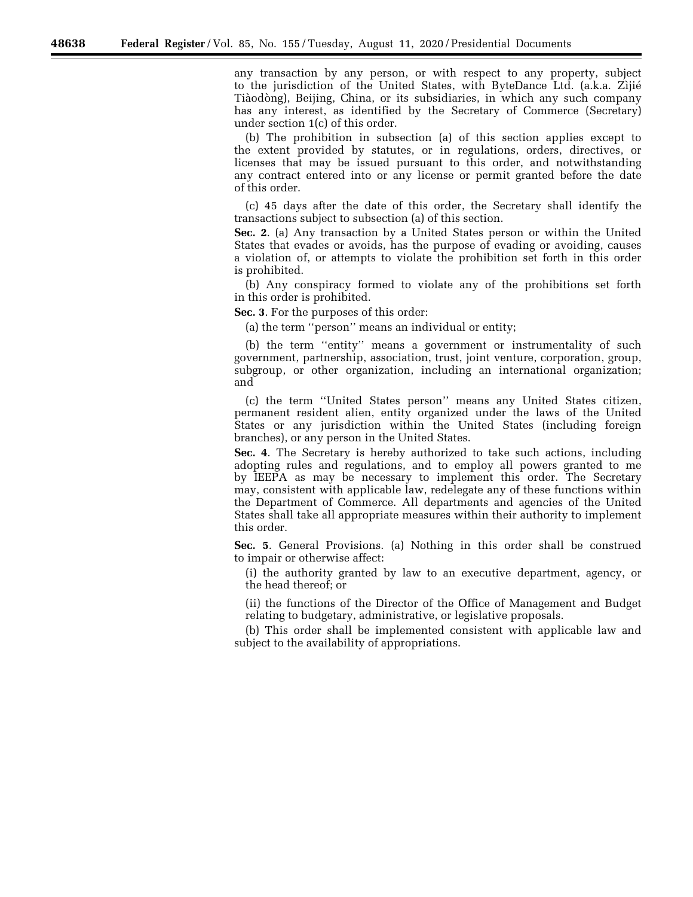any transaction by any person, or with respect to any property, subject to the jurisdiction of the United States, with ByteDance Ltd. (a.k.a. Zìjié Tiàodòng), Beijing, China, or its subsidiaries, in which any such company has any interest, as identified by the Secretary of Commerce (Secretary) under section 1(c) of this order.

(b) The prohibition in subsection (a) of this section applies except to the extent provided by statutes, or in regulations, orders, directives, or licenses that may be issued pursuant to this order, and notwithstanding any contract entered into or any license or permit granted before the date of this order.

(c) 45 days after the date of this order, the Secretary shall identify the transactions subject to subsection (a) of this section.

**Sec. 2**. (a) Any transaction by a United States person or within the United States that evades or avoids, has the purpose of evading or avoiding, causes a violation of, or attempts to violate the prohibition set forth in this order is prohibited.

(b) Any conspiracy formed to violate any of the prohibitions set forth in this order is prohibited.

**Sec. 3**. For the purposes of this order:

(a) the term ''person'' means an individual or entity;

(b) the term ''entity'' means a government or instrumentality of such government, partnership, association, trust, joint venture, corporation, group, subgroup, or other organization, including an international organization; and

(c) the term ''United States person'' means any United States citizen, permanent resident alien, entity organized under the laws of the United States or any jurisdiction within the United States (including foreign branches), or any person in the United States.

**Sec. 4**. The Secretary is hereby authorized to take such actions, including adopting rules and regulations, and to employ all powers granted to me by IEEPA as may be necessary to implement this order. The Secretary may, consistent with applicable law, redelegate any of these functions within the Department of Commerce. All departments and agencies of the United States shall take all appropriate measures within their authority to implement this order.

**Sec. 5**. General Provisions. (a) Nothing in this order shall be construed to impair or otherwise affect:

(i) the authority granted by law to an executive department, agency, or the head thereof; or

(ii) the functions of the Director of the Office of Management and Budget relating to budgetary, administrative, or legislative proposals.

(b) This order shall be implemented consistent with applicable law and subject to the availability of appropriations.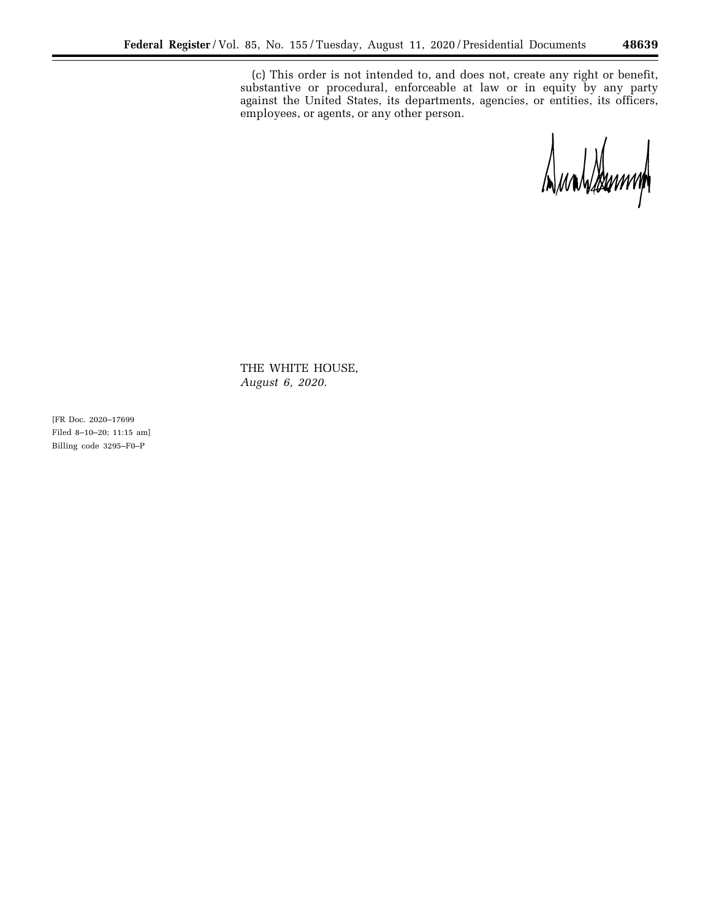(c) This order is not intended to, and does not, create any right or benefit, substantive or procedural, enforceable at law or in equity by any party against the United States, its departments, agencies, or entities, its officers, employees, or agents, or any other person.

THE WHITE HOUSE,
*August 6, 2020.*

[FR Doc. 2020–17699
Filed 8–10–20; 11:15 am]
Billing code 3295–F0–P